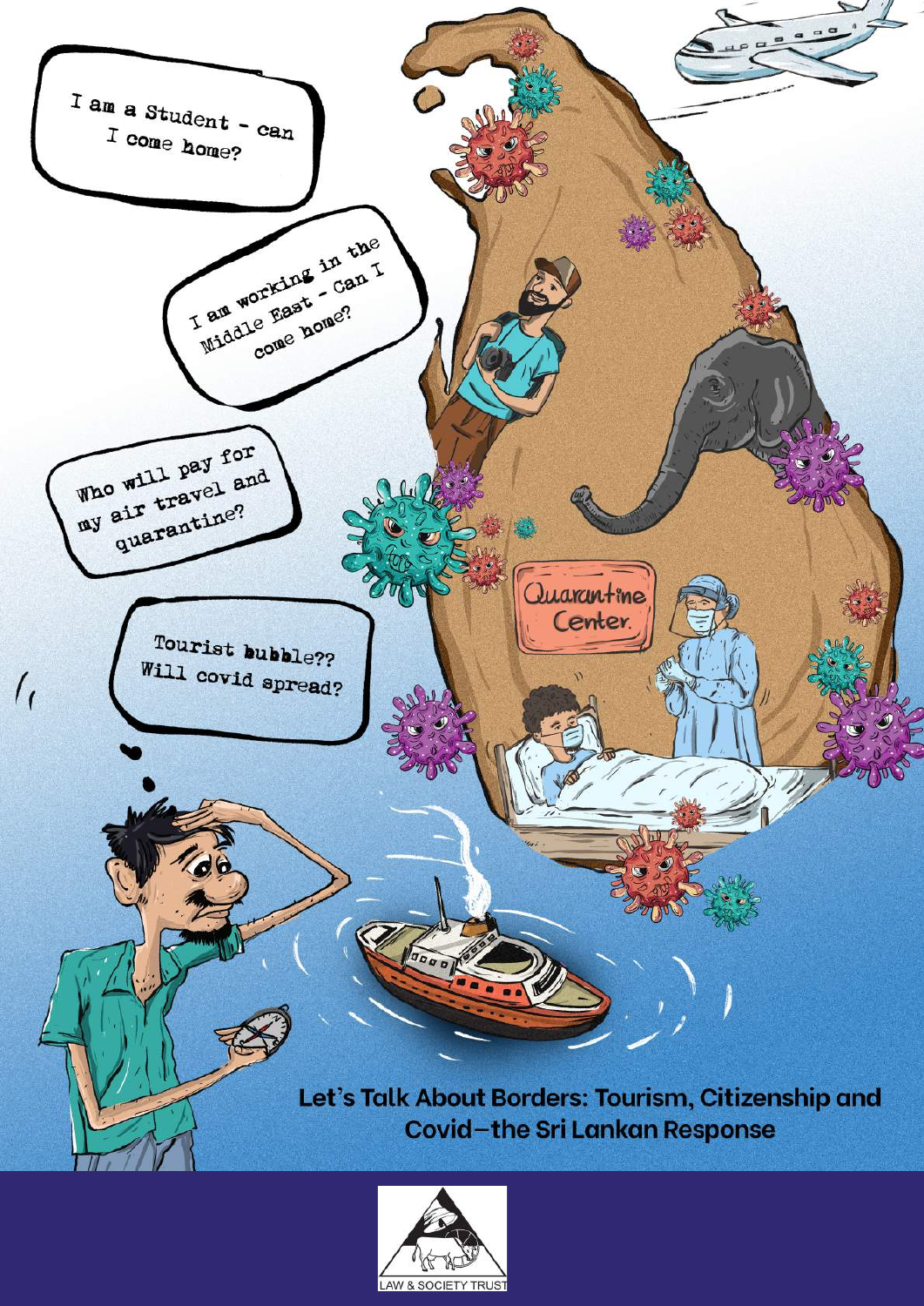I am a Student - can I come home?

I am working in the Middle East - Can I come home?

Who will pay for my air travel and quarantine?

Tourist bubble?? Will covid spread?

Quarantine Center

# Let's Talk About Borders: Tourism, Citizenship and Covid–the Sri Lankan Response

LAW & SOCIETY TRUST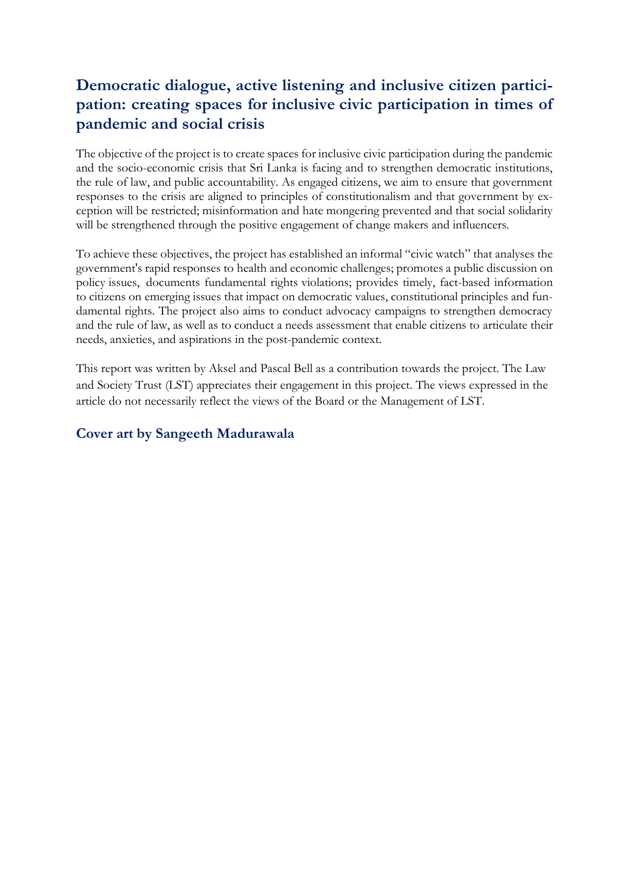## Democratic dialogue, active listening and inclusive citizen participation: creating spaces for inclusive civic participation in times of pandemic and social crisis

The objective of the project is to create spaces for inclusive civic participation during the pandemic and the socio-economic crisis that Sri Lanka is facing and to strengthen democratic institutions, the rule of law, and public accountability. As engaged citizens, we aim to ensure that government responses to the crisis are aligned to principles of constitutionalism and that government by exception will be restricted; misinformation and hate mongering prevented and that social solidarity will be strengthened through the positive engagement of change makers and influencers.

To achieve these objectives, the project has established an informal "civic watch" that analyses the government's rapid responses to health and economic challenges; promotes a public discussion on policy issues, documents fundamental rights violations; provides timely, fact-based information to citizens on emerging issues that impact on democratic values, constitutional principles and fundamental rights. The project also aims to conduct advocacy campaigns to strengthen democracy and the rule of law, as well as to conduct a needs assessment that enable citizens to articulate their needs, anxieties, and aspirations in the post-pandemic context.

This report was written by Aksel and Pascal Bell as a contribution towards the project. The Law and Society Trust (LST) appreciates their engagement in this project. The views expressed in the article do not necessarily reflect the views of the Board or the Management of LST.

### Cover art by Sangeeth Madurawala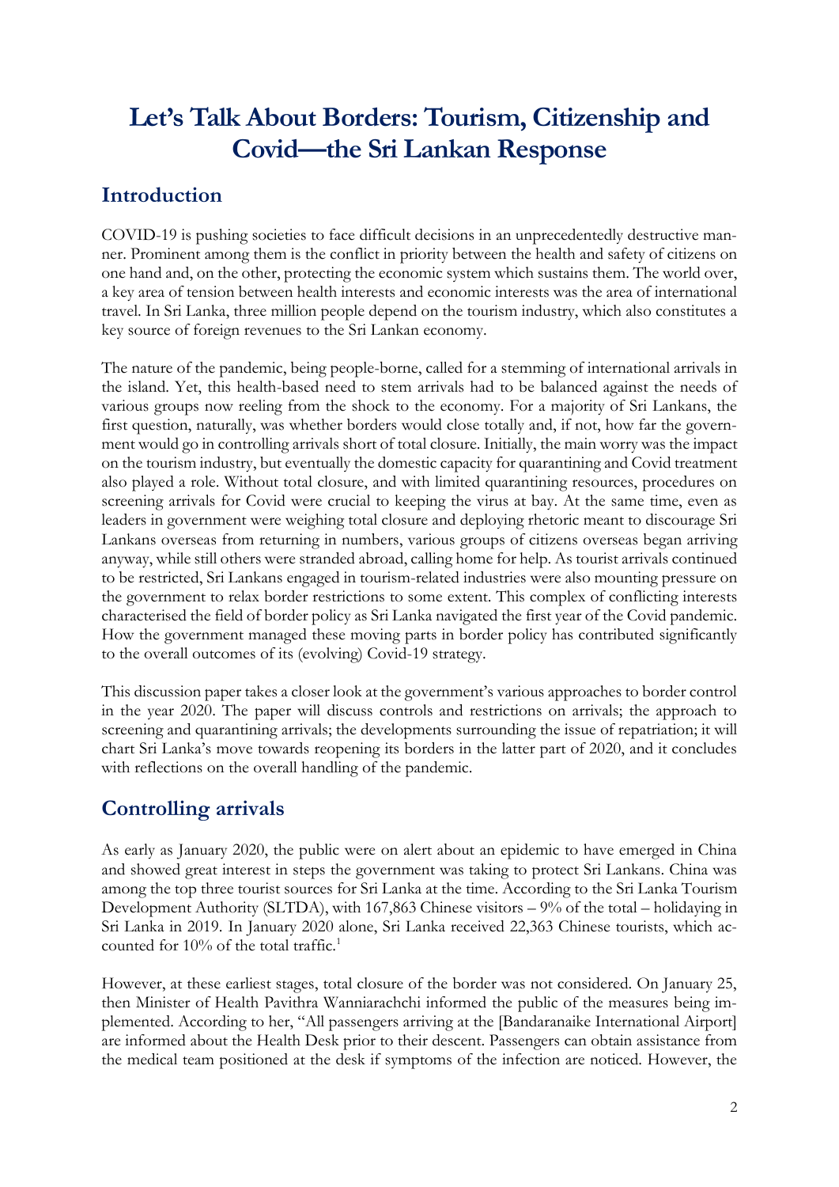# Let's Talk About Borders: Tourism, Citizenship and Covid—the Sri Lankan Response

## Introduction

COVID-19 is pushing societies to face difficult decisions in an unprecedentedly destructive manner. Prominent among them is the conflict in priority between the health and safety of citizens on one hand and, on the other, protecting the economic system which sustains them. The world over, a key area of tension between health interests and economic interests was the area of international travel. In Sri Lanka, three million people depend on the tourism industry, which also constitutes a key source of foreign revenues to the Sri Lankan economy.

The nature of the pandemic, being people-borne, called for a stemming of international arrivals in the island. Yet, this health-based need to stem arrivals had to be balanced against the needs of various groups now reeling from the shock to the economy. For a majority of Sri Lankans, the first question, naturally, was whether borders would close totally and, if not, how far the government would go in controlling arrivals short of total closure. Initially, the main worry was the impact on the tourism industry, but eventually the domestic capacity for quarantining and Covid treatment also played a role. Without total closure, and with limited quarantining resources, procedures on screening arrivals for Covid were crucial to keeping the virus at bay. At the same time, even as leaders in government were weighing total closure and deploying rhetoric meant to discourage Sri Lankans overseas from returning in numbers, various groups of citizens overseas began arriving anyway, while still others were stranded abroad, calling home for help. As tourist arrivals continued to be restricted, Sri Lankans engaged in tourism-related industries were also mounting pressure on the government to relax border restrictions to some extent. This complex of conflicting interests characterised the field of border policy as Sri Lanka navigated the first year of the Covid pandemic. How the government managed these moving parts in border policy has contributed significantly to the overall outcomes of its (evolving) Covid-19 strategy.

This discussion paper takes a closer look at the government's various approaches to border control in the year 2020. The paper will discuss controls and restrictions on arrivals; the approach to screening and quarantining arrivals; the developments surrounding the issue of repatriation; it will chart Sri Lanka's move towards reopening its borders in the latter part of 2020, and it concludes with reflections on the overall handling of the pandemic.

## Controlling arrivals

As early as January 2020, the public were on alert about an epidemic to have emerged in China and showed great interest in steps the government was taking to protect Sri Lankans. China was among the top three tourist sources for Sri Lanka at the time. According to the Sri Lanka Tourism Development Authority (SLTDA), with 167,863 Chinese visitors – 9% of the total – holidaying in Sri Lanka in 2019. In January 2020 alone, Sri Lanka received 22,363 Chinese tourists, which accounted for 10% of the total traffic.[1]

However, at these earliest stages, total closure of the border was not considered. On January 25, then Minister of Health Pavithra Wanniarachchi informed the public of the measures being implemented. According to her, "All passengers arriving at the [Bandaranaike International Airport] are informed about the Health Desk prior to their descent. Passengers can obtain assistance from the medical team positioned at the desk if symptoms of the infection are noticed. However, the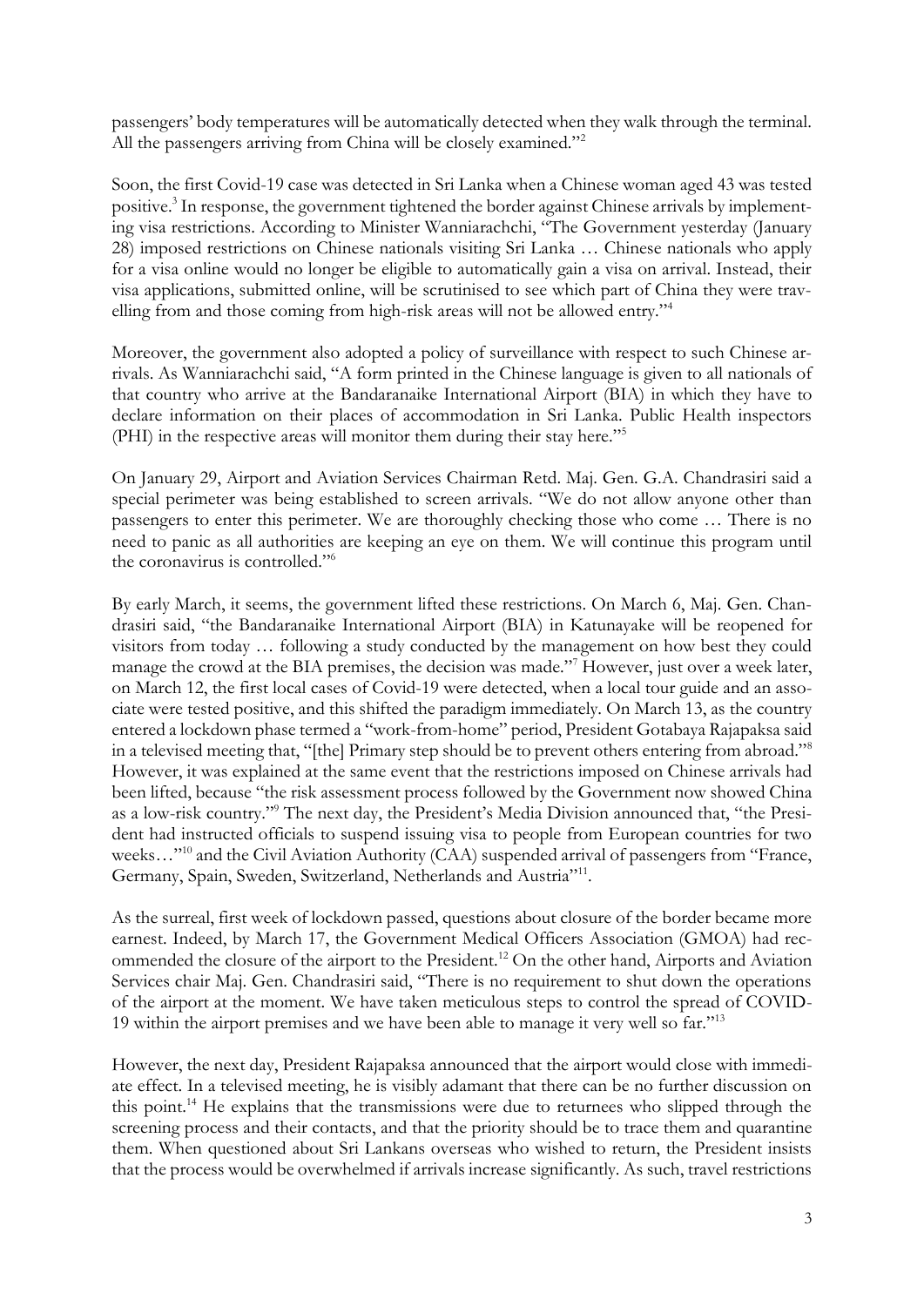passengers' body temperatures will be automatically detected when they walk through the terminal. All the passengers arriving from China will be closely examined."[2]

Soon, the first Covid-19 case was detected in Sri Lanka when a Chinese woman aged 43 was tested positive.[3] In response, the government tightened the border against Chinese arrivals by implementing visa restrictions. According to Minister Wanniarachchi, "The Government yesterday (January 28) imposed restrictions on Chinese nationals visiting Sri Lanka … Chinese nationals who apply for a visa online would no longer be eligible to automatically gain a visa on arrival. Instead, their visa applications, submitted online, will be scrutinised to see which part of China they were travelling from and those coming from high-risk areas will not be allowed entry."[4]

Moreover, the government also adopted a policy of surveillance with respect to such Chinese arrivals. As Wanniarachchi said, "A form printed in the Chinese language is given to all nationals of that country who arrive at the Bandaranaike International Airport (BIA) in which they have to declare information on their places of accommodation in Sri Lanka. Public Health inspectors (PHI) in the respective areas will monitor them during their stay here."[5]

On January 29, Airport and Aviation Services Chairman Retd. Maj. Gen. G.A. Chandrasiri said a special perimeter was being established to screen arrivals. "We do not allow anyone other than passengers to enter this perimeter. We are thoroughly checking those who come … There is no need to panic as all authorities are keeping an eye on them. We will continue this program until the coronavirus is controlled."[6]

By early March, it seems, the government lifted these restrictions. On March 6, Maj. Gen. Chandrasiri said, "the Bandaranaike International Airport (BIA) in Katunayake will be reopened for visitors from today … following a study conducted by the management on how best they could manage the crowd at the BIA premises, the decision was made."[7] However, just over a week later, on March 12, the first local cases of Covid-19 were detected, when a local tour guide and an associate were tested positive, and this shifted the paradigm immediately. On March 13, as the country entered a lockdown phase termed a "work-from-home" period, President Gotabaya Rajapaksa said in a televised meeting that, "[the] Primary step should be to prevent others entering from abroad."[8] However, it was explained at the same event that the restrictions imposed on Chinese arrivals had been lifted, because "the risk assessment process followed by the Government now showed China as a low-risk country."[9] The next day, the President's Media Division announced that, "the President had instructed officials to suspend issuing visa to people from European countries for two weeks…"[10] and the Civil Aviation Authority (CAA) suspended arrival of passengers from "France, Germany, Spain, Sweden, Switzerland, Netherlands and Austria"[11].

As the surreal, first week of lockdown passed, questions about closure of the border became more earnest. Indeed, by March 17, the Government Medical Officers Association (GMOA) had recommended the closure of the airport to the President.[12] On the other hand, Airports and Aviation Services chair Maj. Gen. Chandrasiri said, "There is no requirement to shut down the operations of the airport at the moment. We have taken meticulous steps to control the spread of COVID-19 within the airport premises and we have been able to manage it very well so far."[13]

However, the next day, President Rajapaksa announced that the airport would close with immediate effect. In a televised meeting, he is visibly adamant that there can be no further discussion on this point.[14] He explains that the transmissions were due to returnees who slipped through the screening process and their contacts, and that the priority should be to trace them and quarantine them. When questioned about Sri Lankans overseas who wished to return, the President insists that the process would be overwhelmed if arrivals increase significantly. As such, travel restrictions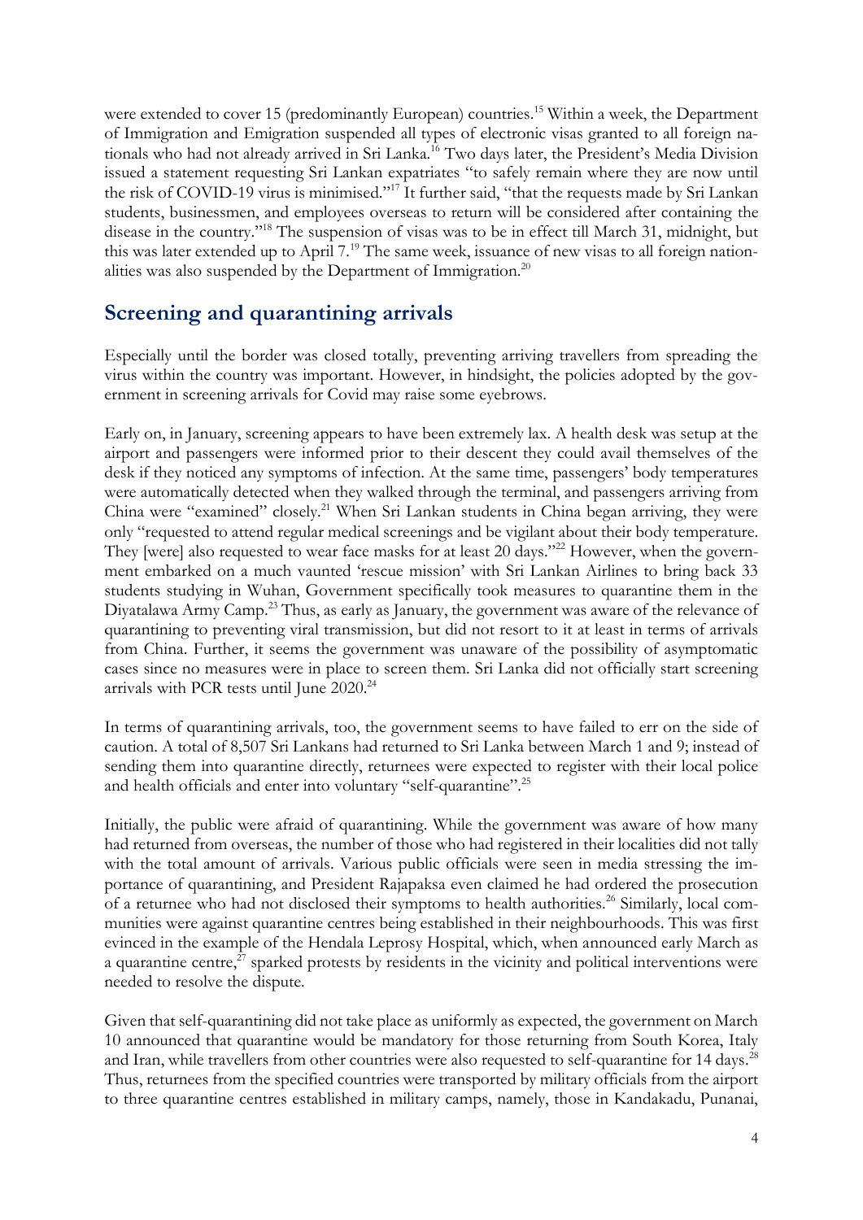were extended to cover 15 (predominantly European) countries.[15] Within a week, the Department of Immigration and Emigration suspended all types of electronic visas granted to all foreign nationals who had not already arrived in Sri Lanka.[16] Two days later, the President's Media Division issued a statement requesting Sri Lankan expatriates "to safely remain where they are now until the risk of COVID-19 virus is minimised."[17] It further said, "that the requests made by Sri Lankan students, businessmen, and employees overseas to return will be considered after containing the disease in the country."[18] The suspension of visas was to be in effect till March 31, midnight, but this was later extended up to April 7.[19] The same week, issuance of new visas to all foreign nationalities was also suspended by the Department of Immigration.[20]

## Screening and quarantining arrivals

Especially until the border was closed totally, preventing arriving travellers from spreading the virus within the country was important. However, in hindsight, the policies adopted by the government in screening arrivals for Covid may raise some eyebrows.

Early on, in January, screening appears to have been extremely lax. A health desk was setup at the airport and passengers were informed prior to their descent they could avail themselves of the desk if they noticed any symptoms of infection. At the same time, passengers' body temperatures were automatically detected when they walked through the terminal, and passengers arriving from China were "examined" closely.[21] When Sri Lankan students in China began arriving, they were only "requested to attend regular medical screenings and be vigilant about their body temperature. They [were] also requested to wear face masks for at least 20 days."[22] However, when the government embarked on a much vaunted 'rescue mission' with Sri Lankan Airlines to bring back 33 students studying in Wuhan, Government specifically took measures to quarantine them in the Diyatalawa Army Camp.[23] Thus, as early as January, the government was aware of the relevance of quarantining to preventing viral transmission, but did not resort to it at least in terms of arrivals from China. Further, it seems the government was unaware of the possibility of asymptomatic cases since no measures were in place to screen them. Sri Lanka did not officially start screening arrivals with PCR tests until June 2020.[24]

In terms of quarantining arrivals, too, the government seems to have failed to err on the side of caution. A total of 8,507 Sri Lankans had returned to Sri Lanka between March 1 and 9; instead of sending them into quarantine directly, returnees were expected to register with their local police and health officials and enter into voluntary "self-quarantine".[25]

Initially, the public were afraid of quarantining. While the government was aware of how many had returned from overseas, the number of those who had registered in their localities did not tally with the total amount of arrivals. Various public officials were seen in media stressing the importance of quarantining, and President Rajapaksa even claimed he had ordered the prosecution of a returnee who had not disclosed their symptoms to health authorities.[26] Similarly, local communities were against quarantine centres being established in their neighbourhoods. This was first evinced in the example of the Hendala Leprosy Hospital, which, when announced early March as a quarantine centre,[27] sparked protests by residents in the vicinity and political interventions were needed to resolve the dispute.

Given that self-quarantining did not take place as uniformly as expected, the government on March 10 announced that quarantine would be mandatory for those returning from South Korea, Italy and Iran, while travellers from other countries were also requested to self-quarantine for 14 days.[28] Thus, returnees from the specified countries were transported by military officials from the airport to three quarantine centres established in military camps, namely, those in Kandakadu, Punanai,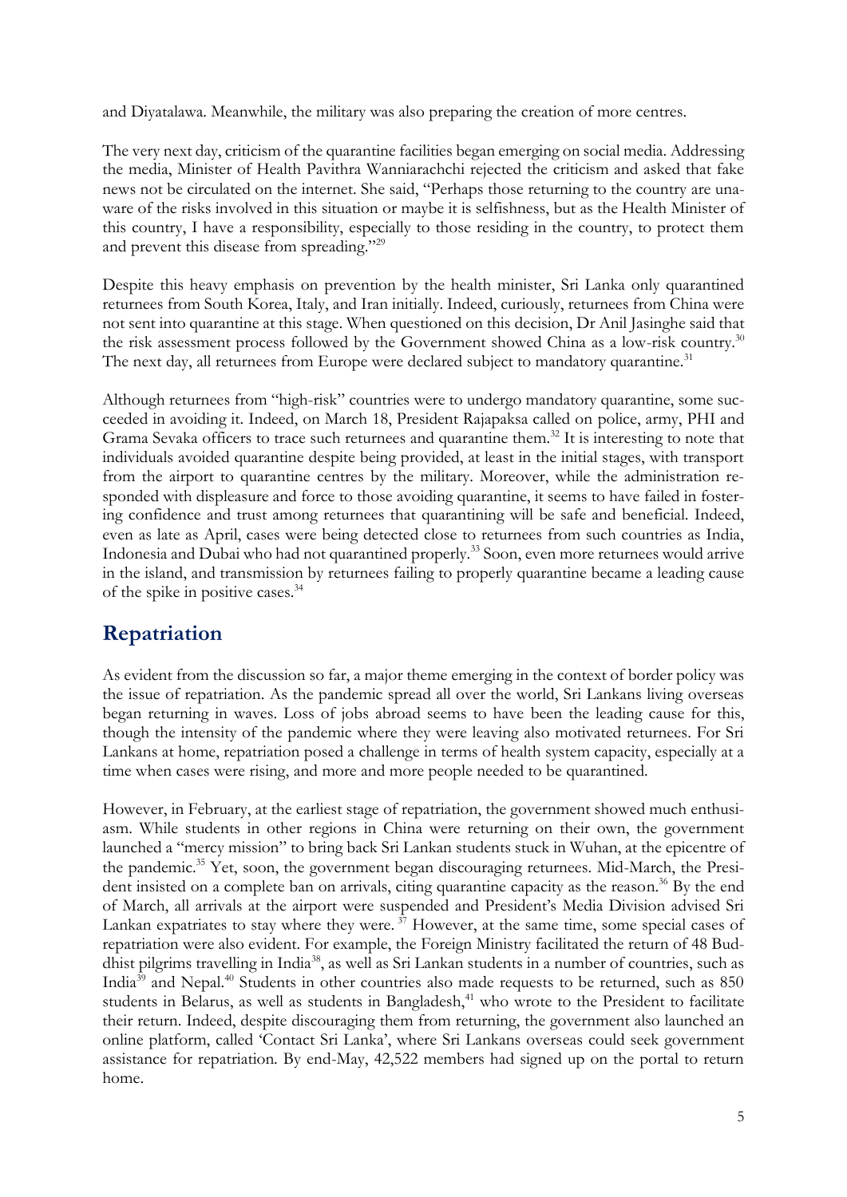and Diyatalawa. Meanwhile, the military was also preparing the creation of more centres.

The very next day, criticism of the quarantine facilities began emerging on social media. Addressing the media, Minister of Health Pavithra Wanniarachchi rejected the criticism and asked that fake news not be circulated on the internet. She said, "Perhaps those returning to the country are unaware of the risks involved in this situation or maybe it is selfishness, but as the Health Minister of this country, I have a responsibility, especially to those residing in the country, to protect them and prevent this disease from spreading."[29]

Despite this heavy emphasis on prevention by the health minister, Sri Lanka only quarantined returnees from South Korea, Italy, and Iran initially. Indeed, curiously, returnees from China were not sent into quarantine at this stage. When questioned on this decision, Dr Anil Jasinghe said that the risk assessment process followed by the Government showed China as a low-risk country.[30] The next day, all returnees from Europe were declared subject to mandatory quarantine.[31]

Although returnees from "high-risk" countries were to undergo mandatory quarantine, some succeeded in avoiding it. Indeed, on March 18, President Rajapaksa called on police, army, PHI and Grama Sevaka officers to trace such returnees and quarantine them.[32] It is interesting to note that individuals avoided quarantine despite being provided, at least in the initial stages, with transport from the airport to quarantine centres by the military. Moreover, while the administration responded with displeasure and force to those avoiding quarantine, it seems to have failed in fostering confidence and trust among returnees that quarantining will be safe and beneficial. Indeed, even as late as April, cases were being detected close to returnees from such countries as India, Indonesia and Dubai who had not quarantined properly.[33] Soon, even more returnees would arrive in the island, and transmission by returnees failing to properly quarantine became a leading cause of the spike in positive cases.[34]

## Repatriation

As evident from the discussion so far, a major theme emerging in the context of border policy was the issue of repatriation. As the pandemic spread all over the world, Sri Lankans living overseas began returning in waves. Loss of jobs abroad seems to have been the leading cause for this, though the intensity of the pandemic where they were leaving also motivated returnees. For Sri Lankans at home, repatriation posed a challenge in terms of health system capacity, especially at a time when cases were rising, and more and more people needed to be quarantined.

However, in February, at the earliest stage of repatriation, the government showed much enthusiasm. While students in other regions in China were returning on their own, the government launched a "mercy mission" to bring back Sri Lankan students stuck in Wuhan, at the epicentre of the pandemic.[35] Yet, soon, the government began discouraging returnees. Mid-March, the President insisted on a complete ban on arrivals, citing quarantine capacity as the reason.[36] By the end of March, all arrivals at the airport were suspended and President's Media Division advised Sri Lankan expatriates to stay where they were.[37] However, at the same time, some special cases of repatriation were also evident. For example, the Foreign Ministry facilitated the return of 48 Buddhist pilgrims travelling in India[38], as well as Sri Lankan students in a number of countries, such as India[39] and Nepal.[40] Students in other countries also made requests to be returned, such as 850 students in Belarus, as well as students in Bangladesh,[41] who wrote to the President to facilitate their return. Indeed, despite discouraging them from returning, the government also launched an online platform, called 'Contact Sri Lanka', where Sri Lankans overseas could seek government assistance for repatriation. By end-May, 42,522 members had signed up on the portal to return home.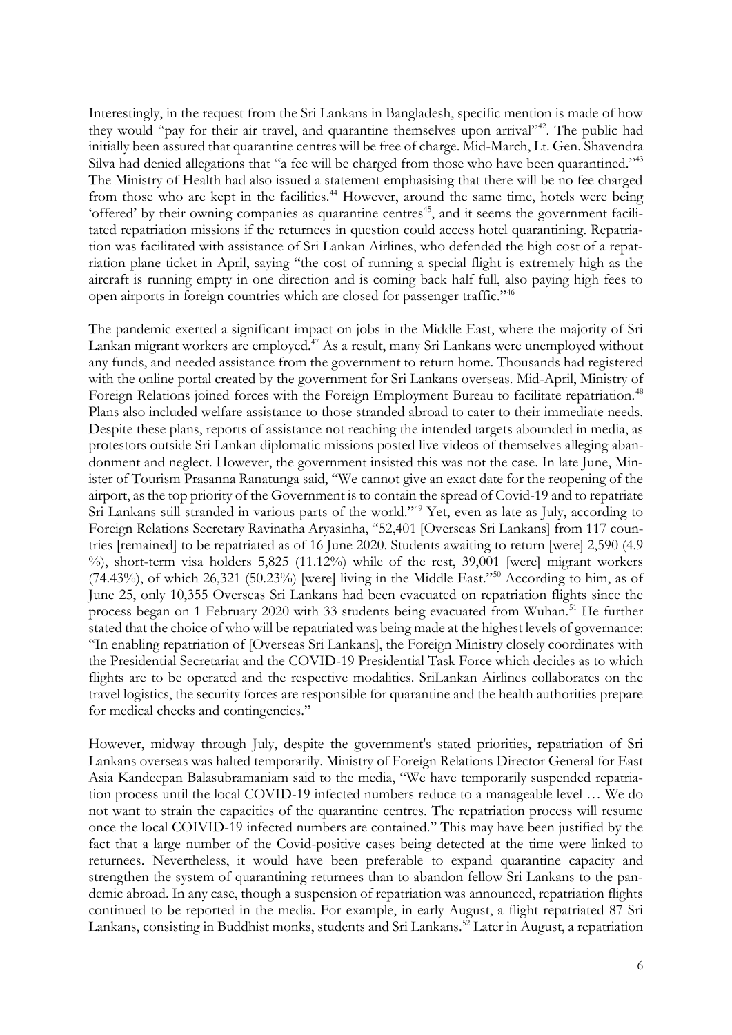Interestingly, in the request from the Sri Lankans in Bangladesh, specific mention is made of how they would "pay for their air travel, and quarantine themselves upon arrival"[42]. The public had initially been assured that quarantine centres will be free of charge. Mid-March, Lt. Gen. Shavendra Silva had denied allegations that "a fee will be charged from those who have been quarantined."[43] The Ministry of Health had also issued a statement emphasising that there will be no fee charged from those who are kept in the facilities.[44] However, around the same time, hotels were being 'offered' by their owning companies as quarantine centres[45], and it seems the government facilitated repatriation missions if the returnees in question could access hotel quarantining. Repatriation was facilitated with assistance of Sri Lankan Airlines, who defended the high cost of a repatriation plane ticket in April, saying "the cost of running a special flight is extremely high as the aircraft is running empty in one direction and is coming back half full, also paying high fees to open airports in foreign countries which are closed for passenger traffic."[46]

The pandemic exerted a significant impact on jobs in the Middle East, where the majority of Sri Lankan migrant workers are employed.[47] As a result, many Sri Lankans were unemployed without any funds, and needed assistance from the government to return home. Thousands had registered with the online portal created by the government for Sri Lankans overseas. Mid-April, Ministry of Foreign Relations joined forces with the Foreign Employment Bureau to facilitate repatriation.[48] Plans also included welfare assistance to those stranded abroad to cater to their immediate needs. Despite these plans, reports of assistance not reaching the intended targets abounded in media, as protestors outside Sri Lankan diplomatic missions posted live videos of themselves alleging abandonment and neglect. However, the government insisted this was not the case. In late June, Minister of Tourism Prasanna Ranatunga said, "We cannot give an exact date for the reopening of the airport, as the top priority of the Government is to contain the spread of Covid-19 and to repatriate Sri Lankans still stranded in various parts of the world."[49] Yet, even as late as July, according to Foreign Relations Secretary Ravinatha Aryasinha, "52,401 [Overseas Sri Lankans] from 117 countries [remained] to be repatriated as of 16 June 2020. Students awaiting to return [were] 2,590 (4.9 %), short-term visa holders 5,825 (11.12%) while of the rest, 39,001 [were] migrant workers (74.43%), of which 26,321 (50.23%) [were] living in the Middle East."[50] According to him, as of June 25, only 10,355 Overseas Sri Lankans had been evacuated on repatriation flights since the process began on 1 February 2020 with 33 students being evacuated from Wuhan.[51] He further stated that the choice of who will be repatriated was being made at the highest levels of governance: "In enabling repatriation of [Overseas Sri Lankans], the Foreign Ministry closely coordinates with the Presidential Secretariat and the COVID-19 Presidential Task Force which decides as to which flights are to be operated and the respective modalities. SriLankan Airlines collaborates on the travel logistics, the security forces are responsible for quarantine and the health authorities prepare for medical checks and contingencies."

However, midway through July, despite the government's stated priorities, repatriation of Sri Lankans overseas was halted temporarily. Ministry of Foreign Relations Director General for East Asia Kandeepan Balasubramaniam said to the media, "We have temporarily suspended repatriation process until the local COVID-19 infected numbers reduce to a manageable level … We do not want to strain the capacities of the quarantine centres. The repatriation process will resume once the local COIVID-19 infected numbers are contained." This may have been justified by the fact that a large number of the Covid-positive cases being detected at the time were linked to returnees. Nevertheless, it would have been preferable to expand quarantine capacity and strengthen the system of quarantining returnees than to abandon fellow Sri Lankans to the pandemic abroad. In any case, though a suspension of repatriation was announced, repatriation flights continued to be reported in the media. For example, in early August, a flight repatriated 87 Sri Lankans, consisting in Buddhist monks, students and Sri Lankans.[52] Later in August, a repatriation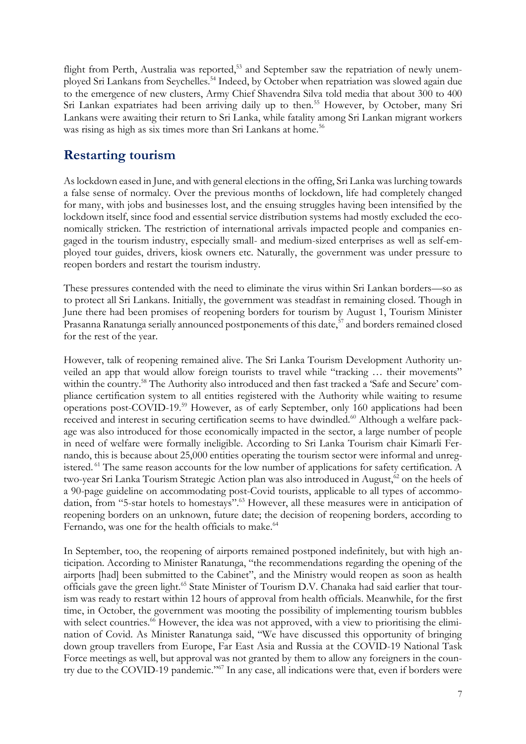flight from Perth, Australia was reported,[53] and September saw the repatriation of newly unemployed Sri Lankans from Seychelles.[54] Indeed, by October when repatriation was slowed again due to the emergence of new clusters, Army Chief Shavendra Silva told media that about 300 to 400 Sri Lankan expatriates had been arriving daily up to then.[55] However, by October, many Sri Lankans were awaiting their return to Sri Lanka, while fatality among Sri Lankan migrant workers was rising as high as six times more than Sri Lankans at home.[56]

## Restarting tourism

As lockdown eased in June, and with general elections in the offing, Sri Lanka was lurching towards a false sense of normalcy. Over the previous months of lockdown, life had completely changed for many, with jobs and businesses lost, and the ensuing struggles having been intensified by the lockdown itself, since food and essential service distribution systems had mostly excluded the economically stricken. The restriction of international arrivals impacted people and companies engaged in the tourism industry, especially small- and medium-sized enterprises as well as self-employed tour guides, drivers, kiosk owners etc. Naturally, the government was under pressure to reopen borders and restart the tourism industry.

These pressures contended with the need to eliminate the virus within Sri Lankan borders—so as to protect all Sri Lankans. Initially, the government was steadfast in remaining closed. Though in June there had been promises of reopening borders for tourism by August 1, Tourism Minister Prasanna Ranatunga serially announced postponements of this date,[57] and borders remained closed for the rest of the year.

However, talk of reopening remained alive. The Sri Lanka Tourism Development Authority unveiled an app that would allow foreign tourists to travel while "tracking … their movements" within the country.[58] The Authority also introduced and then fast tracked a 'Safe and Secure' compliance certification system to all entities registered with the Authority while waiting to resume operations post-COVID-19.[59] However, as of early September, only 160 applications had been received and interest in securing certification seems to have dwindled.[60] Although a welfare package was also introduced for those economically impacted in the sector, a large number of people in need of welfare were formally ineligible. According to Sri Lanka Tourism chair Kimarli Fernando, this is because about 25,000 entities operating the tourism sector were informal and unregistered.[61] The same reason accounts for the low number of applications for safety certification. A two-year Sri Lanka Tourism Strategic Action plan was also introduced in August,[62] on the heels of a 90-page guideline on accommodating post-Covid tourists, applicable to all types of accommodation, from "5-star hotels to homestays".[63] However, all these measures were in anticipation of reopening borders on an unknown, future date; the decision of reopening borders, according to Fernando, was one for the health officials to make.[64]

In September, too, the reopening of airports remained postponed indefinitely, but with high anticipation. According to Minister Ranatunga, "the recommendations regarding the opening of the airports [had] been submitted to the Cabinet", and the Ministry would reopen as soon as health officials gave the green light.[65] State Minister of Tourism D.V. Chanaka had said earlier that tourism was ready to restart within 12 hours of approval from health officials. Meanwhile, for the first time, in October, the government was mooting the possibility of implementing tourism bubbles with select countries.[66] However, the idea was not approved, with a view to prioritising the elimination of Covid. As Minister Ranatunga said, "We have discussed this opportunity of bringing down group travellers from Europe, Far East Asia and Russia at the COVID-19 National Task Force meetings as well, but approval was not granted by them to allow any foreigners in the country due to the COVID-19 pandemic."[67] In any case, all indications were that, even if borders were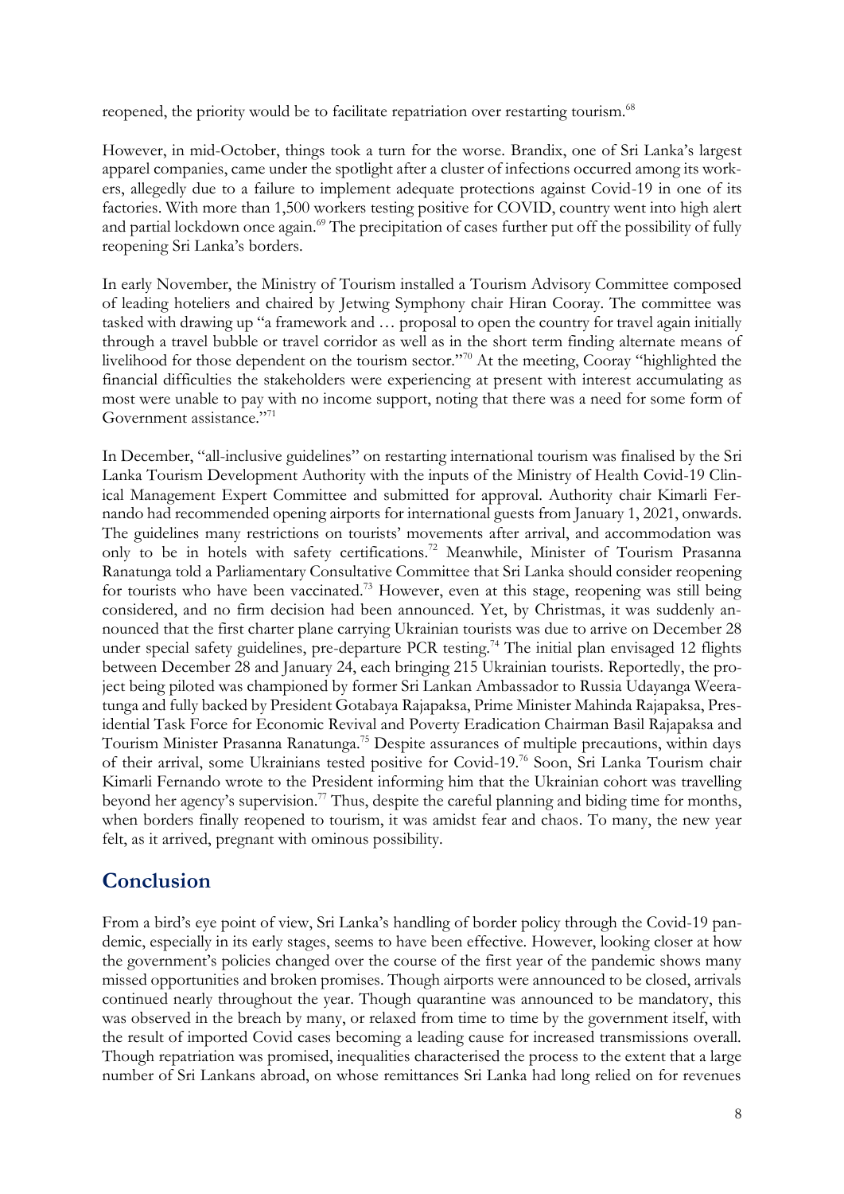reopened, the priority would be to facilitate repatriation over restarting tourism.[68]

However, in mid-October, things took a turn for the worse. Brandix, one of Sri Lanka's largest apparel companies, came under the spotlight after a cluster of infections occurred among its workers, allegedly due to a failure to implement adequate protections against Covid-19 in one of its factories. With more than 1,500 workers testing positive for COVID, country went into high alert and partial lockdown once again.[69] The precipitation of cases further put off the possibility of fully reopening Sri Lanka's borders.

In early November, the Ministry of Tourism installed a Tourism Advisory Committee composed of leading hoteliers and chaired by Jetwing Symphony chair Hiran Cooray. The committee was tasked with drawing up "a framework and … proposal to open the country for travel again initially through a travel bubble or travel corridor as well as in the short term finding alternate means of livelihood for those dependent on the tourism sector."[70] At the meeting, Cooray "highlighted the financial difficulties the stakeholders were experiencing at present with interest accumulating as most were unable to pay with no income support, noting that there was a need for some form of Government assistance."[71]

In December, "all-inclusive guidelines" on restarting international tourism was finalised by the Sri Lanka Tourism Development Authority with the inputs of the Ministry of Health Covid-19 Clinical Management Expert Committee and submitted for approval. Authority chair Kimarli Fernando had recommended opening airports for international guests from January 1, 2021, onwards. The guidelines many restrictions on tourists' movements after arrival, and accommodation was only to be in hotels with safety certifications.[72] Meanwhile, Minister of Tourism Prasanna Ranatunga told a Parliamentary Consultative Committee that Sri Lanka should consider reopening for tourists who have been vaccinated.[73] However, even at this stage, reopening was still being considered, and no firm decision had been announced. Yet, by Christmas, it was suddenly announced that the first charter plane carrying Ukrainian tourists was due to arrive on December 28 under special safety guidelines, pre-departure PCR testing.[74] The initial plan envisaged 12 flights between December 28 and January 24, each bringing 215 Ukrainian tourists. Reportedly, the project being piloted was championed by former Sri Lankan Ambassador to Russia Udayanga Weeratunga and fully backed by President Gotabaya Rajapaksa, Prime Minister Mahinda Rajapaksa, Presidential Task Force for Economic Revival and Poverty Eradication Chairman Basil Rajapaksa and Tourism Minister Prasanna Ranatunga.[75] Despite assurances of multiple precautions, within days of their arrival, some Ukrainians tested positive for Covid-19.[76] Soon, Sri Lanka Tourism chair Kimarli Fernando wrote to the President informing him that the Ukrainian cohort was travelling beyond her agency's supervision.[77] Thus, despite the careful planning and biding time for months, when borders finally reopened to tourism, it was amidst fear and chaos. To many, the new year felt, as it arrived, pregnant with ominous possibility.

## Conclusion

From a bird's eye point of view, Sri Lanka's handling of border policy through the Covid-19 pandemic, especially in its early stages, seems to have been effective. However, looking closer at how the government's policies changed over the course of the first year of the pandemic shows many missed opportunities and broken promises. Though airports were announced to be closed, arrivals continued nearly throughout the year. Though quarantine was announced to be mandatory, this was observed in the breach by many, or relaxed from time to time by the government itself, with the result of imported Covid cases becoming a leading cause for increased transmissions overall. Though repatriation was promised, inequalities characterised the process to the extent that a large number of Sri Lankans abroad, on whose remittances Sri Lanka had long relied on for revenues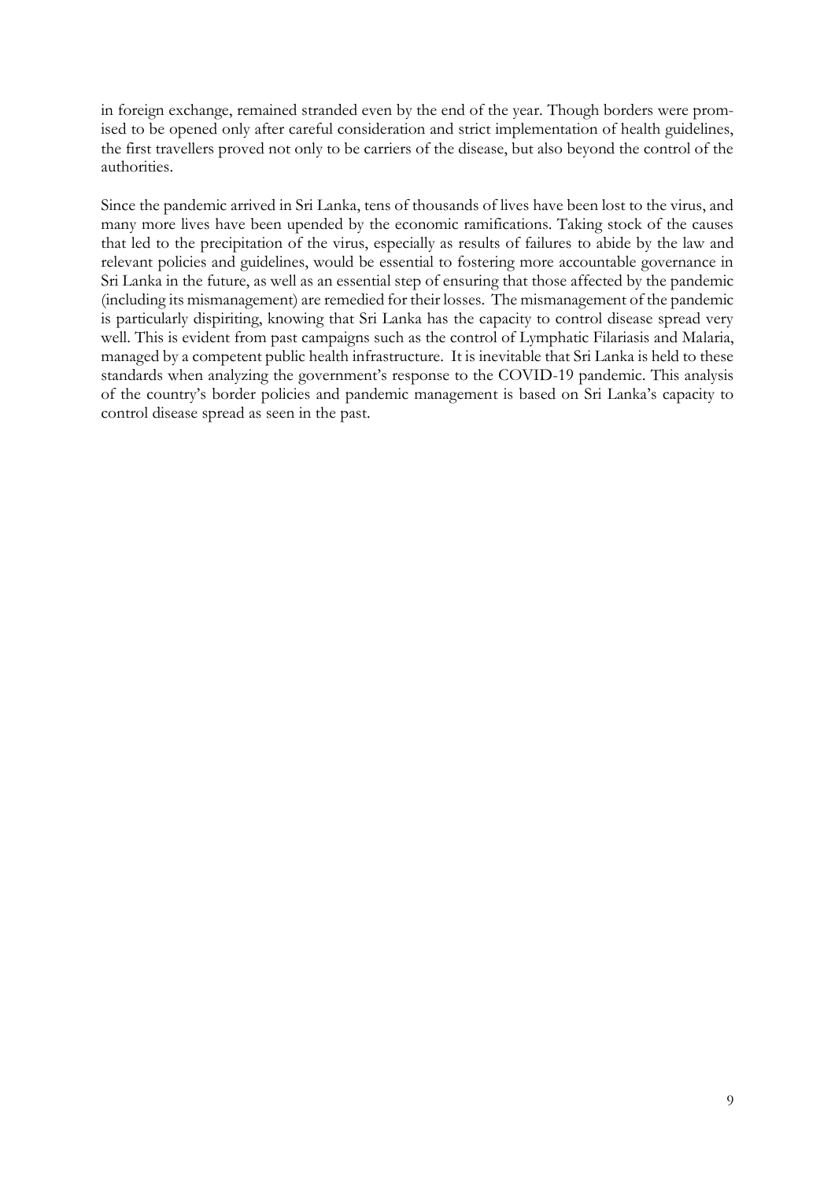in foreign exchange, remained stranded even by the end of the year. Though borders were promised to be opened only after careful consideration and strict implementation of health guidelines, the first travellers proved not only to be carriers of the disease, but also beyond the control of the authorities.

Since the pandemic arrived in Sri Lanka, tens of thousands of lives have been lost to the virus, and many more lives have been upended by the economic ramifications. Taking stock of the causes that led to the precipitation of the virus, especially as results of failures to abide by the law and relevant policies and guidelines, would be essential to fostering more accountable governance in Sri Lanka in the future, as well as an essential step of ensuring that those affected by the pandemic (including its mismanagement) are remedied for their losses. The mismanagement of the pandemic is particularly dispiriting, knowing that Sri Lanka has the capacity to control disease spread very well. This is evident from past campaigns such as the control of Lymphatic Filariasis and Malaria, managed by a competent public health infrastructure. It is inevitable that Sri Lanka is held to these standards when analyzing the government's response to the COVID-19 pandemic. This analysis of the country's border policies and pandemic management is based on Sri Lanka's capacity to control disease spread as seen in the past.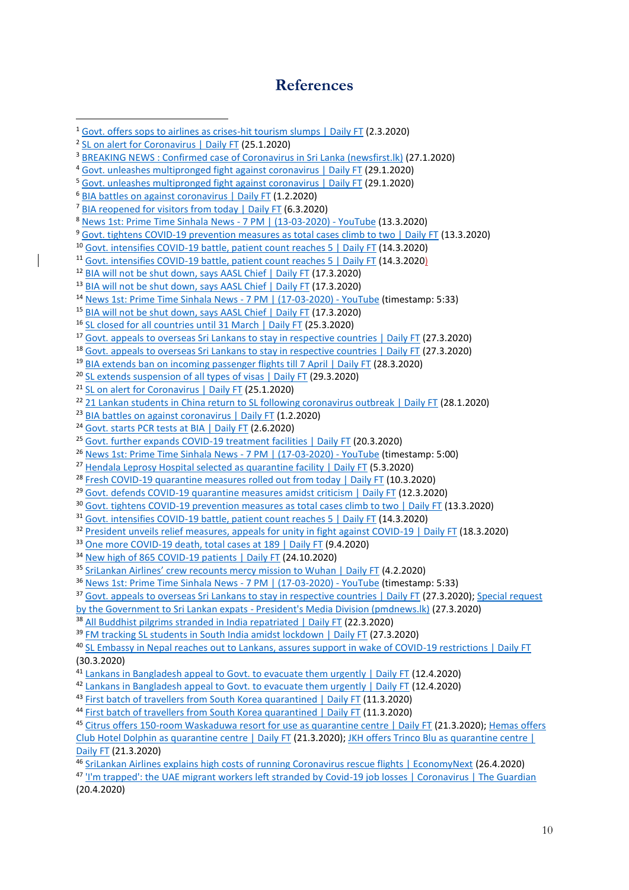# References

[1] Govt. offers sops to airlines as crises-hit tourism slumps | Daily FT (2.3.2020)
[2] SL on alert for Coronavirus | Daily FT (25.1.2020)
[3] BREAKING NEWS : Confirmed case of Coronavirus in Sri Lanka (newsfirst.lk) (27.1.2020)
[4] Govt. unleashes multipronged fight against coronavirus | Daily FT (29.1.2020)
[5] Govt. unleashes multipronged fight against coronavirus | Daily FT (29.1.2020)
[6] BIA battles on against coronavirus | Daily FT (1.2.2020)
[7] BIA reopened for visitors from today | Daily FT (6.3.2020)
[8] News 1st: Prime Time Sinhala News - 7 PM | (13-03-2020) - YouTube (13.3.2020)
[9] Govt. tightens COVID-19 prevention measures as total cases climb to two | Daily FT (13.3.2020)
[10] Govt. intensifies COVID-19 battle, patient count reaches 5 | Daily FT (14.3.2020)
[11] Govt. intensifies COVID-19 battle, patient count reaches 5 | Daily FT (14.3.2020)
[12] BIA will not be shut down, says AASL Chief | Daily FT (17.3.2020)
[13] BIA will not be shut down, says AASL Chief | Daily FT (17.3.2020)
[14] News 1st: Prime Time Sinhala News - 7 PM | (17-03-2020) - YouTube (timestamp: 5:33)
[15] BIA will not be shut down, says AASL Chief | Daily FT (17.3.2020)
[16] SL closed for all countries until 31 March | Daily FT (25.3.2020)
[17] Govt. appeals to overseas Sri Lankans to stay in respective countries | Daily FT (27.3.2020)
[18] Govt. appeals to overseas Sri Lankans to stay in respective countries | Daily FT (27.3.2020)
[19] BIA extends ban on incoming passenger flights till 7 April | Daily FT (28.3.2020)
[20] SL extends suspension of all types of visas | Daily FT (29.3.2020)
[21] SL on alert for Coronavirus | Daily FT (25.1.2020)
[22] 21 Lankan students in China return to SL following coronavirus outbreak | Daily FT (28.1.2020)
[23] BIA battles on against coronavirus | Daily FT (1.2.2020)
[24] Govt. starts PCR tests at BIA | Daily FT (2.6.2020)
[25] Govt. further expands COVID-19 treatment facilities | Daily FT (20.3.2020)
[26] News 1st: Prime Time Sinhala News - 7 PM | (17-03-2020) - YouTube (timestamp: 5:00)
[27] Hendala Leprosy Hospital selected as quarantine facility | Daily FT (5.3.2020)
[28] Fresh COVID-19 quarantine measures rolled out from today | Daily FT (10.3.2020)
[29] Govt. defends COVID-19 quarantine measures amidst criticism | Daily FT (12.3.2020)
[30] Govt. tightens COVID-19 prevention measures as total cases climb to two | Daily FT (13.3.2020)
[31] Govt. intensifies COVID-19 battle, patient count reaches 5 | Daily FT (14.3.2020)
[32] President unveils relief measures, appeals for unity in fight against COVID-19 | Daily FT (18.3.2020)
[33] One more COVID-19 death, total cases at 189 | Daily FT (9.4.2020)
[34] New high of 865 COVID-19 patients | Daily FT (24.10.2020)
[35] SriLankan Airlines' crew recounts mercy mission to Wuhan | Daily FT (4.2.2020)
[36] News 1st: Prime Time Sinhala News - 7 PM | (17-03-2020) - YouTube (timestamp: 5:33)
[37] Govt. appeals to overseas Sri Lankans to stay in respective countries | Daily FT (27.3.2020); Special request by the Government to Sri Lankan expats - President's Media Division (pmdnews.lk) (27.3.2020)
[38] All Buddhist pilgrims stranded in India repatriated | Daily FT (22.3.2020)
[39] FM tracking SL students in South India amidst lockdown | Daily FT (27.3.2020)
[40] SL Embassy in Nepal reaches out to Lankans, assures support in wake of COVID-19 restrictions | Daily FT (30.3.2020)
[41] Lankans in Bangladesh appeal to Govt. to evacuate them urgently | Daily FT (12.4.2020)
[42] Lankans in Bangladesh appeal to Govt. to evacuate them urgently | Daily FT (12.4.2020)
[43] First batch of travellers from South Korea quarantined | Daily FT (11.3.2020)
[44] First batch of travellers from South Korea quarantined | Daily FT (11.3.2020)
[45] Citrus offers 150-room Waskaduwa resort for use as quarantine centre | Daily FT (21.3.2020); Hemas offers Club Hotel Dolphin as quarantine centre | Daily FT (21.3.2020); JKH offers Trinco Blu as quarantine centre | Daily FT (21.3.2020)
[46] SriLankan Airlines explains high costs of running Coronavirus rescue flights | EconomyNext (26.4.2020)
[47] 'I'm trapped': the UAE migrant workers left stranded by Covid-19 job losses | Coronavirus | The Guardian (20.4.2020)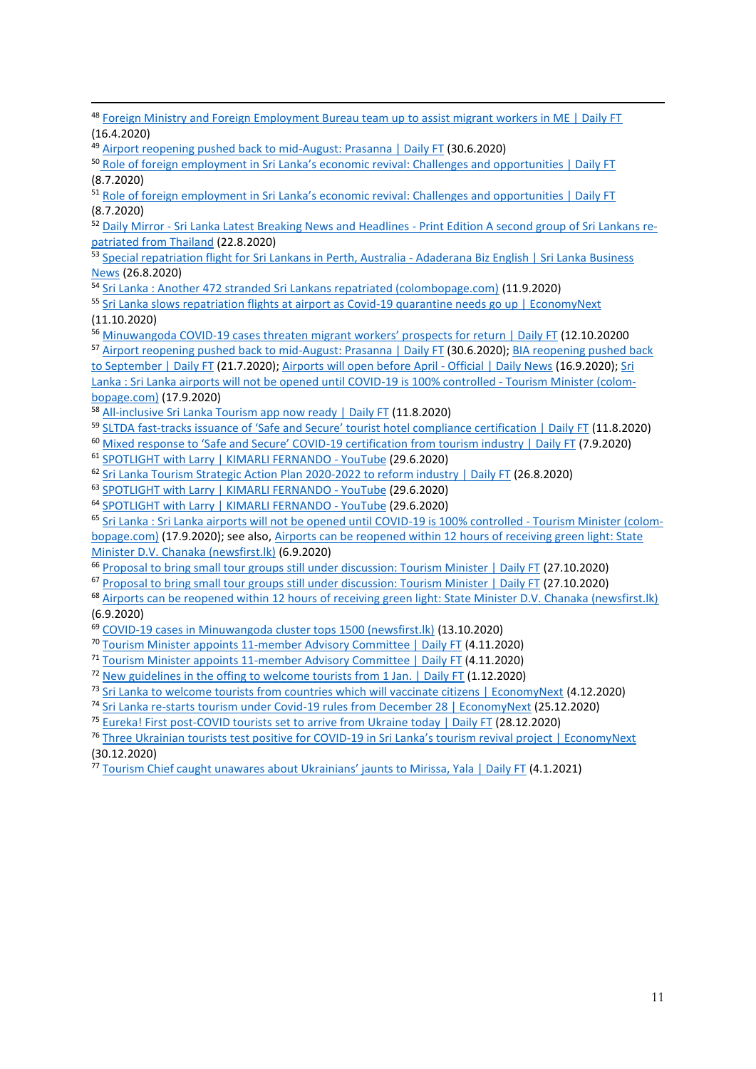[48] Foreign Ministry and Foreign Employment Bureau team up to assist migrant workers in ME | Daily FT (16.4.2020)

[49] Airport reopening pushed back to mid-August: Prasanna | Daily FT (30.6.2020)

[50] Role of foreign employment in Sri Lanka's economic revival: Challenges and opportunities | Daily FT (8.7.2020)

[51] Role of foreign employment in Sri Lanka's economic revival: Challenges and opportunities | Daily FT (8.7.2020)

[52] Daily Mirror - Sri Lanka Latest Breaking News and Headlines - Print Edition A second group of Sri Lankans repatriated from Thailand (22.8.2020)

[53] Special repatriation flight for Sri Lankans in Perth, Australia - Adaderana Biz English | Sri Lanka Business News (26.8.2020)

[54] Sri Lanka : Another 472 stranded Sri Lankans repatriated (colombopage.com) (11.9.2020)

[55] Sri Lanka slows repatriation flights at airport as Covid-19 quarantine needs go up | EconomyNext (11.10.2020)

[56] Minuwangoda COVID-19 cases threaten migrant workers' prospects for return | Daily FT (12.10.20200

[57] Airport reopening pushed back to mid-August: Prasanna | Daily FT (30.6.2020); BIA reopening pushed back to September | Daily FT (21.7.2020); Airports will open before April - Official | Daily News (16.9.2020); Sri Lanka : Sri Lanka airports will not be opened until COVID-19 is 100% controlled - Tourism Minister (colombopage.com) (17.9.2020)

[58] All-inclusive Sri Lanka Tourism app now ready | Daily FT (11.8.2020)

[59] SLTDA fast-tracks issuance of 'Safe and Secure' tourist hotel compliance certification | Daily FT (11.8.2020)

[60] Mixed response to 'Safe and Secure' COVID-19 certification from tourism industry | Daily FT (7.9.2020)

[61] SPOTLIGHT with Larry | KIMARLI FERNANDO - YouTube (29.6.2020)

[62] Sri Lanka Tourism Strategic Action Plan 2020-2022 to reform industry | Daily FT (26.8.2020)

[63] SPOTLIGHT with Larry | KIMARLI FERNANDO - YouTube (29.6.2020)

[64] SPOTLIGHT with Larry | KIMARLI FERNANDO - YouTube (29.6.2020)

[65] Sri Lanka : Sri Lanka airports will not be opened until COVID-19 is 100% controlled - Tourism Minister (colombopage.com) (17.9.2020); see also, Airports can be reopened within 12 hours of receiving green light: State Minister D.V. Chanaka (newsfirst.lk) (6.9.2020)

[66] Proposal to bring small tour groups still under discussion: Tourism Minister | Daily FT (27.10.2020)

[67] Proposal to bring small tour groups still under discussion: Tourism Minister | Daily FT (27.10.2020)

[68] Airports can be reopened within 12 hours of receiving green light: State Minister D.V. Chanaka (newsfirst.lk) (6.9.2020)

[69] COVID-19 cases in Minuwangoda cluster tops 1500 (newsfirst.lk) (13.10.2020)

[70] Tourism Minister appoints 11-member Advisory Committee | Daily FT (4.11.2020)

[71] Tourism Minister appoints 11-member Advisory Committee | Daily FT (4.11.2020)

[72] New guidelines in the offing to welcome tourists from 1 Jan. | Daily FT (1.12.2020)

[73] Sri Lanka to welcome tourists from countries which will vaccinate citizens | EconomyNext (4.12.2020)

[74] Sri Lanka re-starts tourism under Covid-19 rules from December 28 | EconomyNext (25.12.2020)

[75] Eureka! First post-COVID tourists set to arrive from Ukraine today | Daily FT (28.12.2020)

[76] Three Ukrainian tourists test positive for COVID-19 in Sri Lanka's tourism revival project | EconomyNext (30.12.2020)

[77] Tourism Chief caught unawares about Ukrainians' jaunts to Mirissa, Yala | Daily FT (4.1.2021)